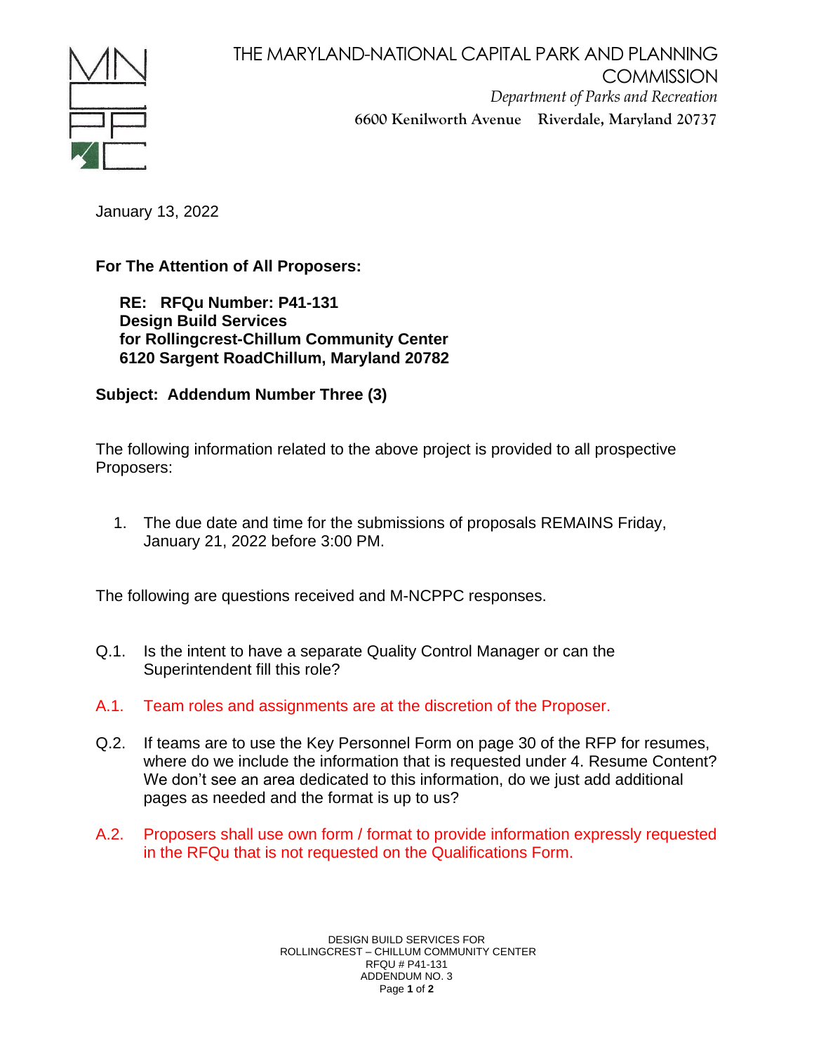# THE MARYLAND-NATIONAL CAPITAL PARK AND PLANNING COMMISSION

*Department of Parks and Recreation*

**6600 Kenilworth Avenue Riverdale, Maryland 20737**

January 13, 2022

**For The Attention of All Proposers:**

> **RE: RFQu Number: P41-131**
> **Design Build Services**
> **for Rollingcrest-Chillum Community Center**
> **6120 Sargent RoadChillum, Maryland 20782**

**Subject: Addendum Number Three (3)**

The following information related to the above project is provided to all prospective Proposers:

1. The due date and time for the submissions of proposals REMAINS Friday, January 21, 2022 before 3:00 PM.

The following are questions received and M-NCPPC responses.

Q.1. Is the intent to have a separate Quality Control Manager or can the Superintendent fill this role?

A.1. Team roles and assignments are at the discretion of the Proposer.

Q.2. If teams are to use the Key Personnel Form on page 30 of the RFP for resumes, where do we include the information that is requested under 4. Resume Content? We don't see an area dedicated to this information, do we just add additional pages as needed and the format is up to us?

A.2. Proposers shall use own form / format to provide information expressly requested in the RFQu that is not requested on the Qualifications Form.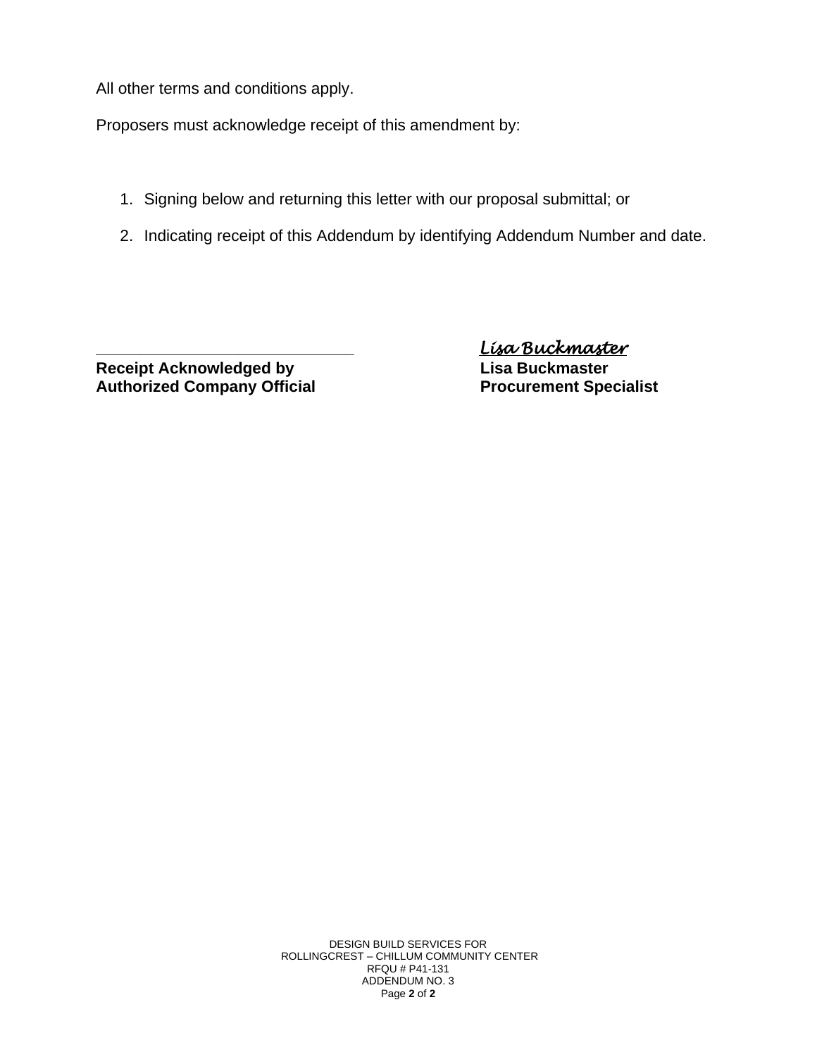All other terms and conditions apply.

Proposers must acknowledge receipt of this amendment by:

1. Signing below and returning this letter with our proposal submittal; or
2. Indicating receipt of this Addendum by identifying Addendum Number and date.

| | |
|---|---|
| ______________________________ | *Lisa Buckmaster* |
| **Receipt Acknowledged by** | **Lisa Buckmaster** |
| **Authorized Company Official** | **Procurement Specialist** |